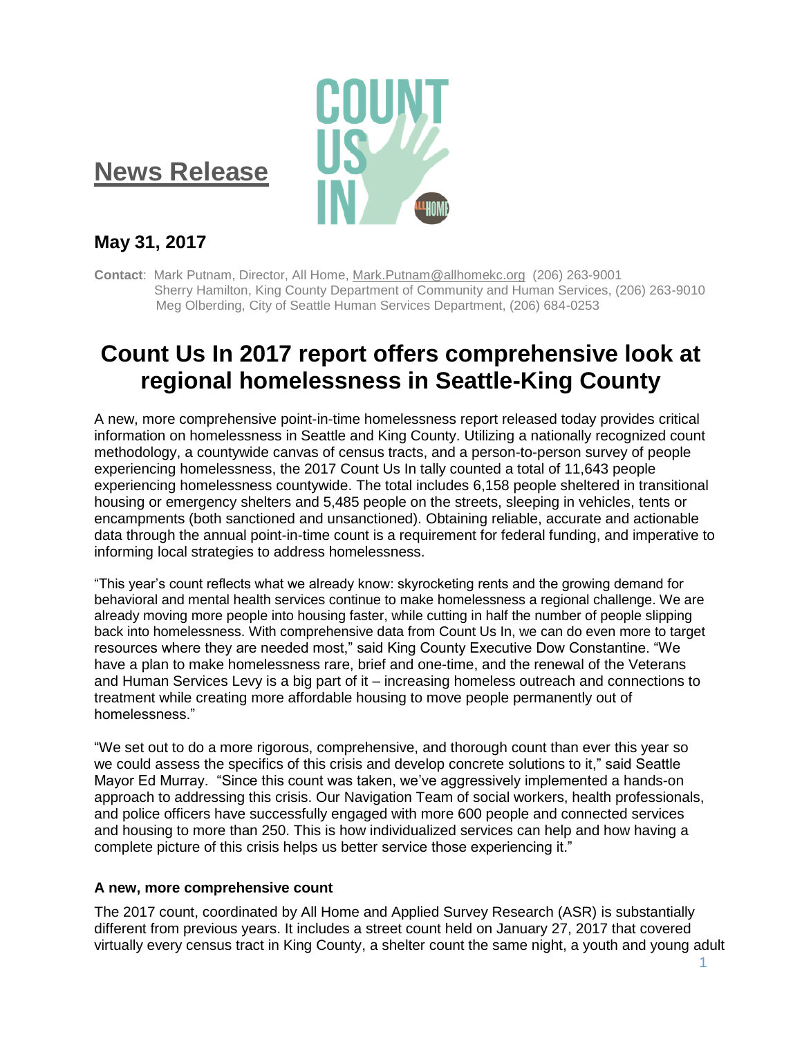# News Release

## May 31, 2017

**Contact**: Mark Putnam, Director, All Home, Mark.Putnam@allhomekc.org (206) 263-9001
Sherry Hamilton, King County Department of Community and Human Services, (206) 263-9010
Meg Olberding, City of Seattle Human Services Department, (206) 684-0253

# Count Us In 2017 report offers comprehensive look at regional homelessness in Seattle-King County

A new, more comprehensive point-in-time homelessness report released today provides critical information on homelessness in Seattle and King County. Utilizing a nationally recognized count methodology, a countywide canvas of census tracts, and a person-to-person survey of people experiencing homelessness, the 2017 Count Us In tally counted a total of 11,643 people experiencing homelessness countywide. The total includes 6,158 people sheltered in transitional housing or emergency shelters and 5,485 people on the streets, sleeping in vehicles, tents or encampments (both sanctioned and unsanctioned). Obtaining reliable, accurate and actionable data through the annual point-in-time count is a requirement for federal funding, and imperative to informing local strategies to address homelessness.

"This year's count reflects what we already know: skyrocketing rents and the growing demand for behavioral and mental health services continue to make homelessness a regional challenge. We are already moving more people into housing faster, while cutting in half the number of people slipping back into homelessness. With comprehensive data from Count Us In, we can do even more to target resources where they are needed most," said King County Executive Dow Constantine. "We have a plan to make homelessness rare, brief and one-time, and the renewal of the Veterans and Human Services Levy is a big part of it – increasing homeless outreach and connections to treatment while creating more affordable housing to move people permanently out of homelessness."

"We set out to do a more rigorous, comprehensive, and thorough count than ever this year so we could assess the specifics of this crisis and develop concrete solutions to it," said Seattle Mayor Ed Murray. "Since this count was taken, we've aggressively implemented a hands-on approach to addressing this crisis. Our Navigation Team of social workers, health professionals, and police officers have successfully engaged with more 600 people and connected services and housing to more than 250. This is how individualized services can help and how having a complete picture of this crisis helps us better service those experiencing it."

### A new, more comprehensive count

The 2017 count, coordinated by All Home and Applied Survey Research (ASR) is substantially different from previous years. It includes a street count held on January 27, 2017 that covered virtually every census tract in King County, a shelter count the same night, a youth and young adult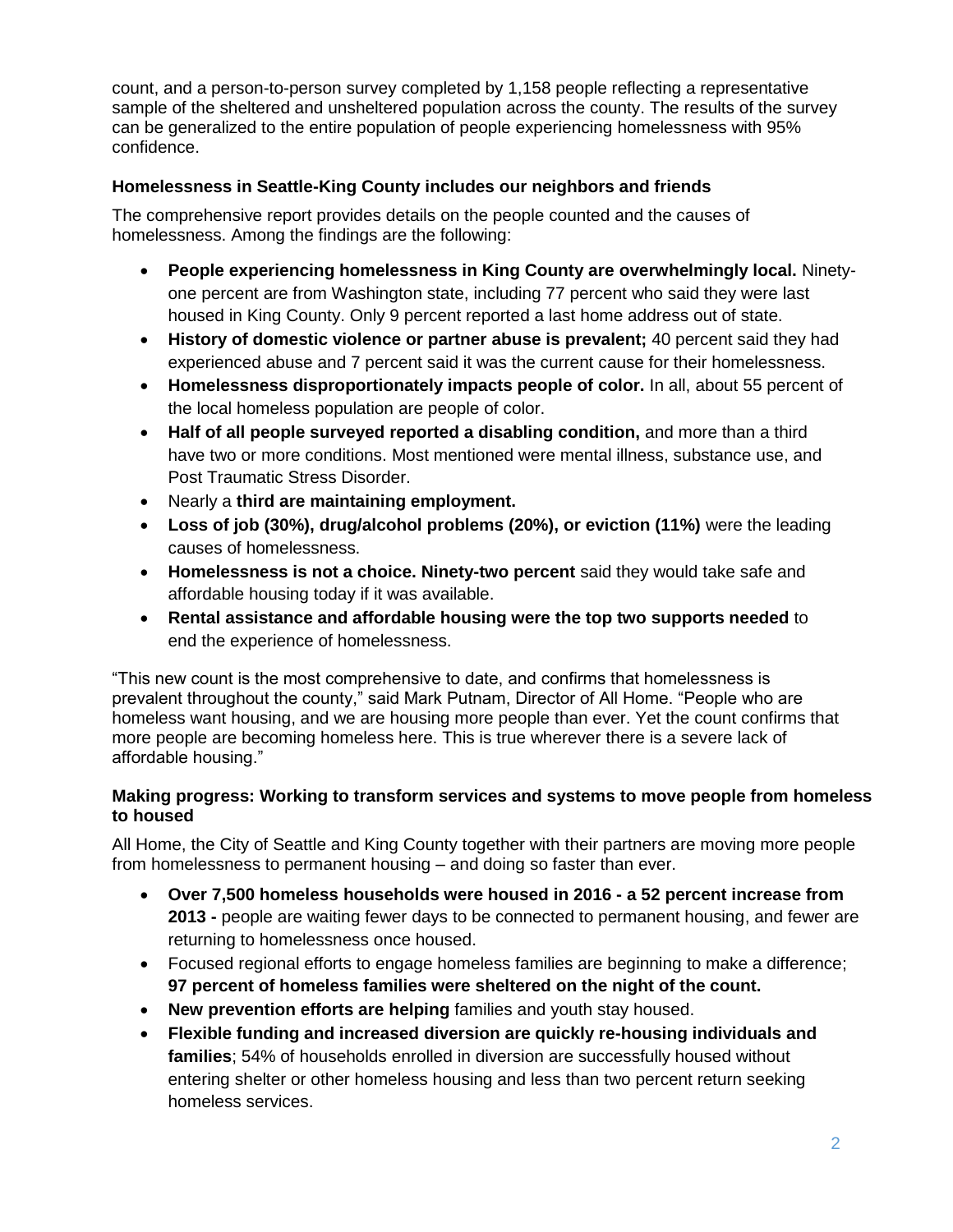count, and a person-to-person survey completed by 1,158 people reflecting a representative sample of the sheltered and unsheltered population across the county. The results of the survey can be generalized to the entire population of people experiencing homelessness with 95% confidence.

### Homelessness in Seattle-King County includes our neighbors and friends

The comprehensive report provides details on the people counted and the causes of homelessness. Among the findings are the following:

- **People experiencing homelessness in King County are overwhelmingly local.** Ninety-one percent are from Washington state, including 77 percent who said they were last housed in King County. Only 9 percent reported a last home address out of state.
- **History of domestic violence or partner abuse is prevalent;** 40 percent said they had experienced abuse and 7 percent said it was the current cause for their homelessness.
- **Homelessness disproportionately impacts people of color.** In all, about 55 percent of the local homeless population are people of color.
- **Half of all people surveyed reported a disabling condition,** and more than a third have two or more conditions. Most mentioned were mental illness, substance use, and Post Traumatic Stress Disorder.
- Nearly a **third are maintaining employment.**
- **Loss of job (30%), drug/alcohol problems (20%), or eviction (11%)** were the leading causes of homelessness.
- **Homelessness is not a choice. Ninety-two percent** said they would take safe and affordable housing today if it was available.
- **Rental assistance and affordable housing were the top two supports needed** to end the experience of homelessness.

"This new count is the most comprehensive to date, and confirms that homelessness is prevalent throughout the county," said Mark Putnam, Director of All Home. "People who are homeless want housing, and we are housing more people than ever. Yet the count confirms that more people are becoming homeless here. This is true wherever there is a severe lack of affordable housing."

### Making progress: Working to transform services and systems to move people from homeless to housed

All Home, the City of Seattle and King County together with their partners are moving more people from homelessness to permanent housing – and doing so faster than ever.

- **Over 7,500 homeless households were housed in 2016 - a 52 percent increase from 2013 -** people are waiting fewer days to be connected to permanent housing, and fewer are returning to homelessness once housed.
- Focused regional efforts to engage homeless families are beginning to make a difference; **97 percent of homeless families were sheltered on the night of the count.**
- **New prevention efforts are helping** families and youth stay housed.
- **Flexible funding and increased diversion are quickly re-housing individuals and families**; 54% of households enrolled in diversion are successfully housed without entering shelter or other homeless housing and less than two percent return seeking homeless services.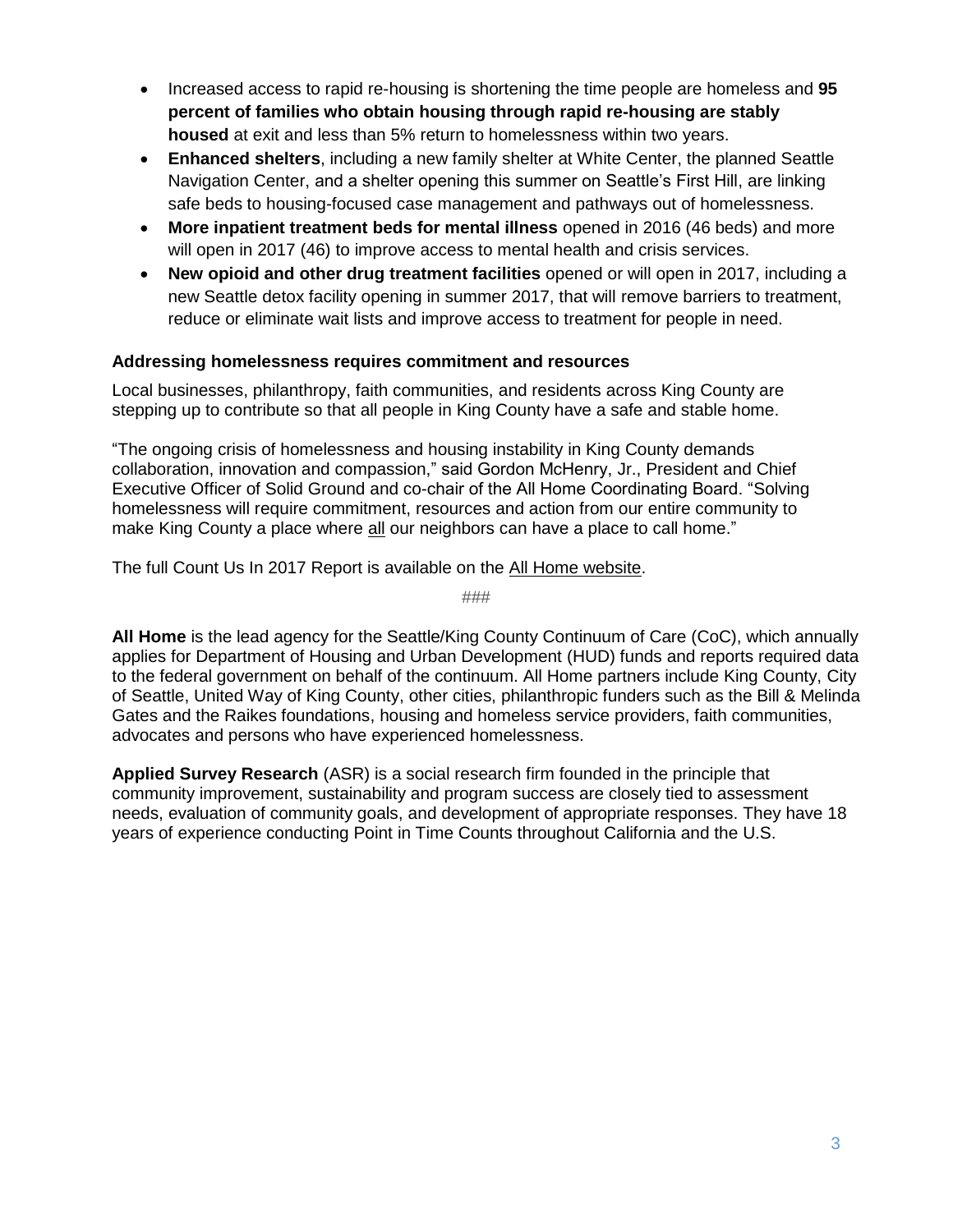- Increased access to rapid re-housing is shortening the time people are homeless and **95 percent of families who obtain housing through rapid re-housing are stably housed** at exit and less than 5% return to homelessness within two years.
- **Enhanced shelters**, including a new family shelter at White Center, the planned Seattle Navigation Center, and a shelter opening this summer on Seattle's First Hill, are linking safe beds to housing-focused case management and pathways out of homelessness.
- **More inpatient treatment beds for mental illness** opened in 2016 (46 beds) and more will open in 2017 (46) to improve access to mental health and crisis services.
- **New opioid and other drug treatment facilities** opened or will open in 2017, including a new Seattle detox facility opening in summer 2017, that will remove barriers to treatment, reduce or eliminate wait lists and improve access to treatment for people in need.

### Addressing homelessness requires commitment and resources

Local businesses, philanthropy, faith communities, and residents across King County are stepping up to contribute so that all people in King County have a safe and stable home.

"The ongoing crisis of homelessness and housing instability in King County demands collaboration, innovation and compassion," said Gordon McHenry, Jr., President and Chief Executive Officer of Solid Ground and co-chair of the All Home Coordinating Board. "Solving homelessness will require commitment, resources and action from our entire community to make King County a place where all our neighbors can have a place to call home."

The full Count Us In 2017 Report is available on the All Home website.

###

**All Home** is the lead agency for the Seattle/King County Continuum of Care (CoC), which annually applies for Department of Housing and Urban Development (HUD) funds and reports required data to the federal government on behalf of the continuum. All Home partners include King County, City of Seattle, United Way of King County, other cities, philanthropic funders such as the Bill & Melinda Gates and the Raikes foundations, housing and homeless service providers, faith communities, advocates and persons who have experienced homelessness.

**Applied Survey Research** (ASR) is a social research firm founded in the principle that community improvement, sustainability and program success are closely tied to assessment needs, evaluation of community goals, and development of appropriate responses. They have 18 years of experience conducting Point in Time Counts throughout California and the U.S.